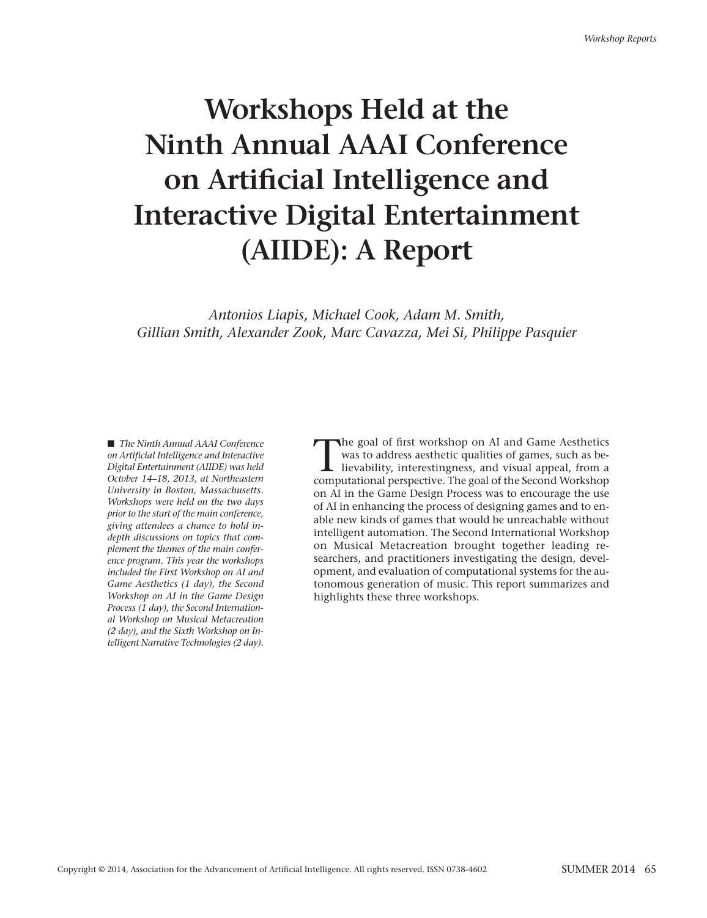# Workshops Held at the Ninth Annual AAAI Conference on Artificial Intelligence and Interactive Digital Entertainment (AIIDE): A Report

*Antonios Liapis, Michael Cook, Adam M. Smith, Gillian Smith, Alexander Zook, Marc Cavazza, Mei Si, Philippe Pasquier*

■ *The Ninth Annual AAAI Conference on Artificial Intelligence and Interactive Digital Entertainment (AIIDE) was held October 14–18, 2013, at Northeastern University in Boston, Massachusetts. Workshops were held on the two days prior to the start of the main conference, giving attendees a chance to hold in-depth discussions on topics that complement the themes of the main conference program. This year the workshops included the First Workshop on AI and Game Aesthetics (1 day), the Second Workshop on AI in the Game Design Process (1 day), the Second International Workshop on Musical Metacreation (2 day), and the Sixth Workshop on Intelligent Narrative Technologies (2 day).*

The goal of first workshop on AI and Game Aesthetics was to address aesthetic qualities of games, such as believability, interestingness, and visual appeal, from a computational perspective. The goal of the Second Workshop on AI in the Game Design Process was to encourage the use of AI in enhancing the process of designing games and to enable new kinds of games that would be unreachable without intelligent automation. The Second International Workshop on Musical Metacreation brought together leading researchers, and practitioners investigating the design, development, and evaluation of computational systems for the autonomous generation of music. This report summarizes and highlights these three workshops.

Copyright © 2014, Association for the Advancement of Artificial Intelligence. All rights reserved. ISSN 0738-4602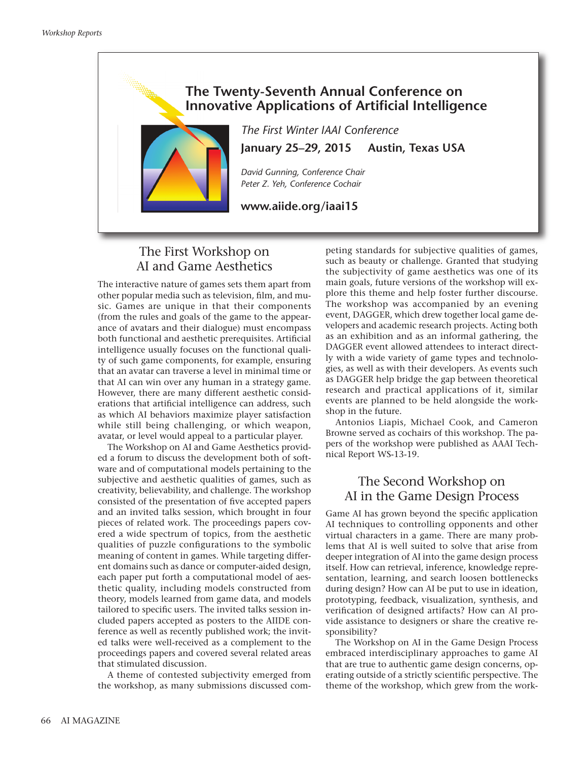## The Twenty-Seventh Annual Conference on Innovative Applications of Artificial Intelligence

*The First Winter IAAI Conference*

**January 25–29, 2015 Austin, Texas USA**

*David Gunning, Conference Chair*
*Peter Z. Yeh, Conference Cochair*

**www.aiide.org/iaai15**

## The First Workshop on AI and Game Aesthetics

The interactive nature of games sets them apart from other popular media such as television, film, and music. Games are unique in that their components (from the rules and goals of the game to the appearance of avatars and their dialogue) must encompass both functional and aesthetic prerequisites. Artificial intelligence usually focuses on the functional quality of such game components, for example, ensuring that an avatar can traverse a level in minimal time or that AI can win over any human in a strategy game. However, there are many different aesthetic considerations that artificial intelligence can address, such as which AI behaviors maximize player satisfaction while still being challenging, or which weapon, avatar, or level would appeal to a particular player.

The Workshop on AI and Game Aesthetics provided a forum to discuss the development both of software and of computational models pertaining to the subjective and aesthetic qualities of games, such as creativity, believability, and challenge. The workshop consisted of the presentation of five accepted papers and an invited talks session, which brought in four pieces of related work. The proceedings papers covered a wide spectrum of topics, from the aesthetic qualities of puzzle configurations to the symbolic meaning of content in games. While targeting different domains such as dance or computer-aided design, each paper put forth a computational model of aesthetic quality, including models constructed from theory, models learned from game data, and models tailored to specific users. The invited talks session included papers accepted as posters to the AIIDE conference as well as recently published work; the invited talks were well-received as a complement to the proceedings papers and covered several related areas that stimulated discussion.

A theme of contested subjectivity emerged from the workshop, as many submissions discussed competing standards for subjective qualities of games, such as beauty or challenge. Granted that studying the subjectivity of game aesthetics was one of its main goals, future versions of the workshop will explore this theme and help foster further discourse. The workshop was accompanied by an evening event, DAGGER, which drew together local game developers and academic research projects. Acting both as an exhibition and as an informal gathering, the DAGGER event allowed attendees to interact directly with a wide variety of game types and technologies, as well as with their developers. As events such as DAGGER help bridge the gap between theoretical research and practical applications of it, similar events are planned to be held alongside the workshop in the future.

Antonios Liapis, Michael Cook, and Cameron Browne served as cochairs of this workshop. The papers of the workshop were published as AAAI Technical Report WS-13-19.

## The Second Workshop on AI in the Game Design Process

Game AI has grown beyond the specific application AI techniques to controlling opponents and other virtual characters in a game. There are many problems that AI is well suited to solve that arise from deeper integration of AI into the game design process itself. How can retrieval, inference, knowledge representation, learning, and search loosen bottlenecks during design? How can AI be put to use in ideation, prototyping, feedback, visualization, synthesis, and verification of designed artifacts? How can AI provide assistance to designers or share the creative responsibility?

The Workshop on AI in the Game Design Process embraced interdisciplinary approaches to game AI that are true to authentic game design concerns, operating outside of a strictly scientific perspective. The theme of the workshop, which grew from the work-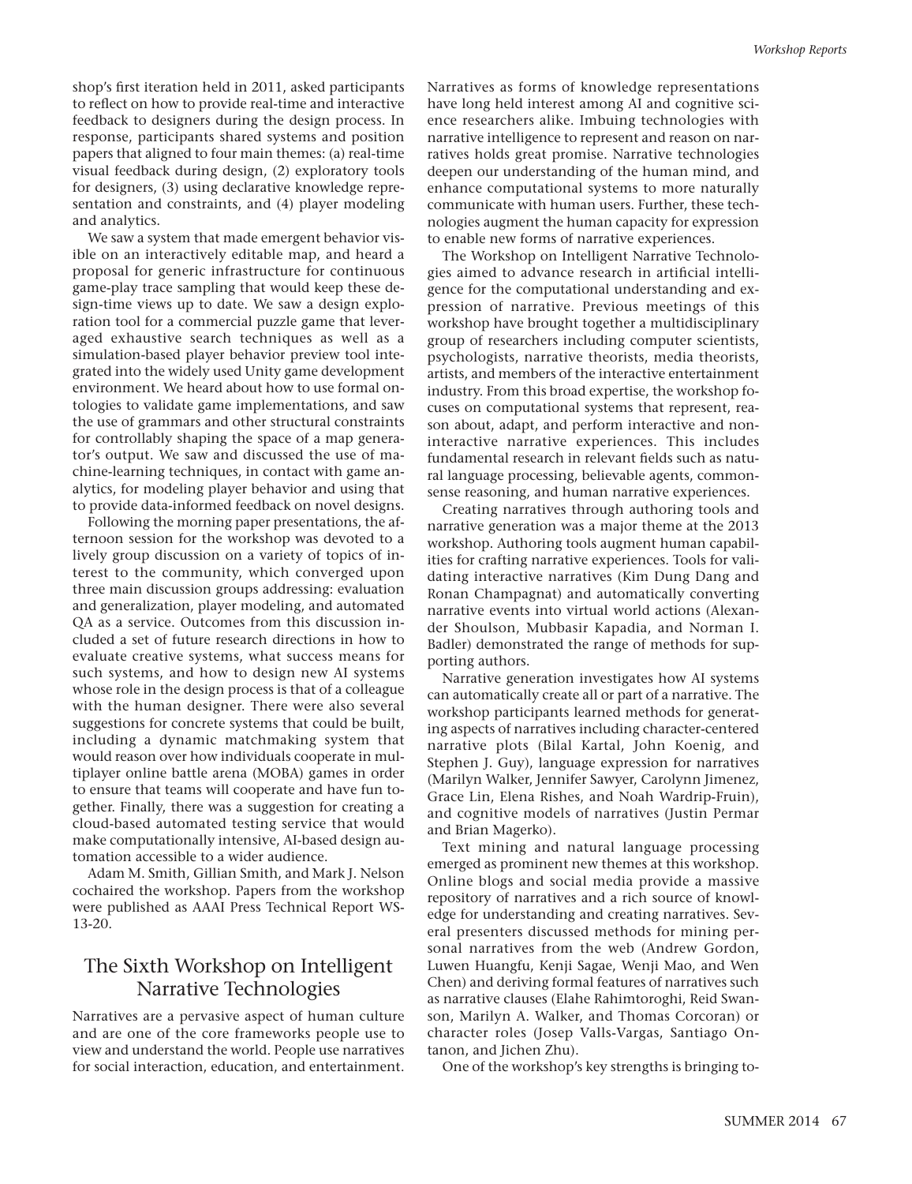shop's first iteration held in 2011, asked participants to reflect on how to provide real-time and interactive feedback to designers during the design process. In response, participants shared systems and position papers that aligned to four main themes: (a) real-time visual feedback during design, (2) exploratory tools for designers, (3) using declarative knowledge representation and constraints, and (4) player modeling and analytics.

We saw a system that made emergent behavior visible on an interactively editable map, and heard a proposal for generic infrastructure for continuous game-play trace sampling that would keep these design-time views up to date. We saw a design exploration tool for a commercial puzzle game that leveraged exhaustive search techniques as well as a simulation-based player behavior preview tool integrated into the widely used Unity game development environment. We heard about how to use formal ontologies to validate game implementations, and saw the use of grammars and other structural constraints for controllably shaping the space of a map generator's output. We saw and discussed the use of machine-learning techniques, in contact with game analytics, for modeling player behavior and using that to provide data-informed feedback on novel designs.

Following the morning paper presentations, the afternoon session for the workshop was devoted to a lively group discussion on a variety of topics of interest to the community, which converged upon three main discussion groups addressing: evaluation and generalization, player modeling, and automated QA as a service. Outcomes from this discussion included a set of future research directions in how to evaluate creative systems, what success means for such systems, and how to design new AI systems whose role in the design process is that of a colleague with the human designer. There were also several suggestions for concrete systems that could be built, including a dynamic matchmaking system that would reason over how individuals cooperate in multiplayer online battle arena (MOBA) games in order to ensure that teams will cooperate and have fun together. Finally, there was a suggestion for creating a cloud-based automated testing service that would make computationally intensive, AI-based design automation accessible to a wider audience.

Adam M. Smith, Gillian Smith, and Mark J. Nelson cochaired the workshop. Papers from the workshop were published as AAAI Press Technical Report WS-13-20.

## The Sixth Workshop on Intelligent Narrative Technologies

Narratives are a pervasive aspect of human culture and are one of the core frameworks people use to view and understand the world. People use narratives for social interaction, education, and entertainment. Narratives as forms of knowledge representations have long held interest among AI and cognitive science researchers alike. Imbuing technologies with narrative intelligence to represent and reason on narratives holds great promise. Narrative technologies deepen our understanding of the human mind, and enhance computational systems to more naturally communicate with human users. Further, these technologies augment the human capacity for expression to enable new forms of narrative experiences.

The Workshop on Intelligent Narrative Technologies aimed to advance research in artificial intelligence for the computational understanding and expression of narrative. Previous meetings of this workshop have brought together a multidisciplinary group of researchers including computer scientists, psychologists, narrative theorists, media theorists, artists, and members of the interactive entertainment industry. From this broad expertise, the workshop focuses on computational systems that represent, reason about, adapt, and perform interactive and noninteractive narrative experiences. This includes fundamental research in relevant fields such as natural language processing, believable agents, commonsense reasoning, and human narrative experiences.

Creating narratives through authoring tools and narrative generation was a major theme at the 2013 workshop. Authoring tools augment human capabilities for crafting narrative experiences. Tools for validating interactive narratives (Kim Dung Dang and Ronan Champagnat) and automatically converting narrative events into virtual world actions (Alexander Shoulson, Mubbasir Kapadia, and Norman I. Badler) demonstrated the range of methods for supporting authors.

Narrative generation investigates how AI systems can automatically create all or part of a narrative. The workshop participants learned methods for generating aspects of narratives including character-centered narrative plots (Bilal Kartal, John Koenig, and Stephen J. Guy), language expression for narratives (Marilyn Walker, Jennifer Sawyer, Carolynn Jimenez, Grace Lin, Elena Rishes, and Noah Wardrip-Fruin), and cognitive models of narratives (Justin Permar and Brian Magerko).

Text mining and natural language processing emerged as prominent new themes at this workshop. Online blogs and social media provide a massive repository of narratives and a rich source of knowledge for understanding and creating narratives. Several presenters discussed methods for mining personal narratives from the web (Andrew Gordon, Luwen Huangfu, Kenji Sagae, Wenji Mao, and Wen Chen) and deriving formal features of narratives such as narrative clauses (Elahe Rahimtoroghi, Reid Swanson, Marilyn A. Walker, and Thomas Corcoran) or character roles (Josep Valls-Vargas, Santiago Ontanon, and Jichen Zhu).

One of the workshop's key strengths is bringing to-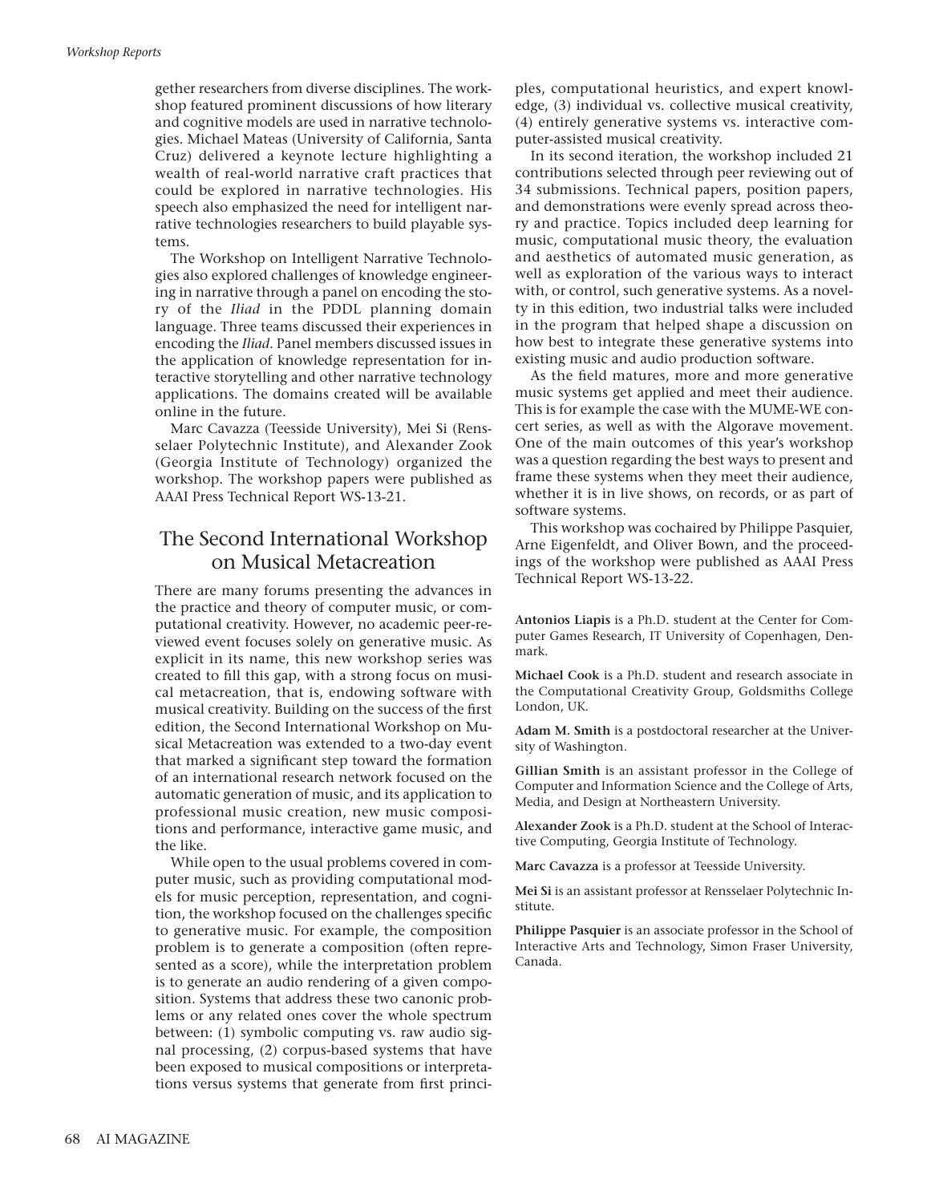gether researchers from diverse disciplines. The workshop featured prominent discussions of how literary and cognitive models are used in narrative technologies. Michael Mateas (University of California, Santa Cruz) delivered a keynote lecture highlighting a wealth of real-world narrative craft practices that could be explored in narrative technologies. His speech also emphasized the need for intelligent narrative technologies researchers to build playable systems.

The Workshop on Intelligent Narrative Technologies also explored challenges of knowledge engineering in narrative through a panel on encoding the story of the *Iliad* in the PDDL planning domain language. Three teams discussed their experiences in encoding the *Iliad*. Panel members discussed issues in the application of knowledge representation for interactive storytelling and other narrative technology applications. The domains created will be available online in the future.

Marc Cavazza (Teesside University), Mei Si (Rensselaer Polytechnic Institute), and Alexander Zook (Georgia Institute of Technology) organized the workshop. The workshop papers were published as AAAI Press Technical Report WS-13-21.

## The Second International Workshop on Musical Metacreation

There are many forums presenting the advances in the practice and theory of computer music, or computational creativity. However, no academic peer-reviewed event focuses solely on generative music. As explicit in its name, this new workshop series was created to fill this gap, with a strong focus on musical metacreation, that is, endowing software with musical creativity. Building on the success of the first edition, the Second International Workshop on Musical Metacreation was extended to a two-day event that marked a significant step toward the formation of an international research network focused on the automatic generation of music, and its application to professional music creation, new music compositions and performance, interactive game music, and the like.

While open to the usual problems covered in computer music, such as providing computational models for music perception, representation, and cognition, the workshop focused on the challenges specific to generative music. For example, the composition problem is to generate a composition (often represented as a score), while the interpretation problem is to generate an audio rendering of a given composition. Systems that address these two canonic problems or any related ones cover the whole spectrum between: (1) symbolic computing vs. raw audio signal processing, (2) corpus-based systems that have been exposed to musical compositions or interpretations versus systems that generate from first principles, computational heuristics, and expert knowledge, (3) individual vs. collective musical creativity, (4) entirely generative systems vs. interactive computer-assisted musical creativity.

In its second iteration, the workshop included 21 contributions selected through peer reviewing out of 34 submissions. Technical papers, position papers, and demonstrations were evenly spread across theory and practice. Topics included deep learning for music, computational music theory, the evaluation and aesthetics of automated music generation, as well as exploration of the various ways to interact with, or control, such generative systems. As a novelty in this edition, two industrial talks were included in the program that helped shape a discussion on how best to integrate these generative systems into existing music and audio production software.

As the field matures, more and more generative music systems get applied and meet their audience. This is for example the case with the MUME-WE concert series, as well as with the Algorave movement. One of the main outcomes of this year's workshop was a question regarding the best ways to present and frame these systems when they meet their audience, whether it is in live shows, on records, or as part of software systems.

This workshop was cochaired by Philippe Pasquier, Arne Eigenfeldt, and Oliver Bown, and the proceedings of the workshop were published as AAAI Press Technical Report WS-13-22.

**Antonios Liapis** is a Ph.D. student at the Center for Computer Games Research, IT University of Copenhagen, Denmark.

**Michael Cook** is a Ph.D. student and research associate in the Computational Creativity Group, Goldsmiths College London, UK.

**Adam M. Smith** is a postdoctoral researcher at the University of Washington.

**Gillian Smith** is an assistant professor in the College of Computer and Information Science and the College of Arts, Media, and Design at Northeastern University.

**Alexander Zook** is a Ph.D. student at the School of Interactive Computing, Georgia Institute of Technology.

**Marc Cavazza** is a professor at Teesside University.

**Mei Si** is an assistant professor at Rensselaer Polytechnic Institute.

**Philippe Pasquier** is an associate professor in the School of Interactive Arts and Technology, Simon Fraser University, Canada.